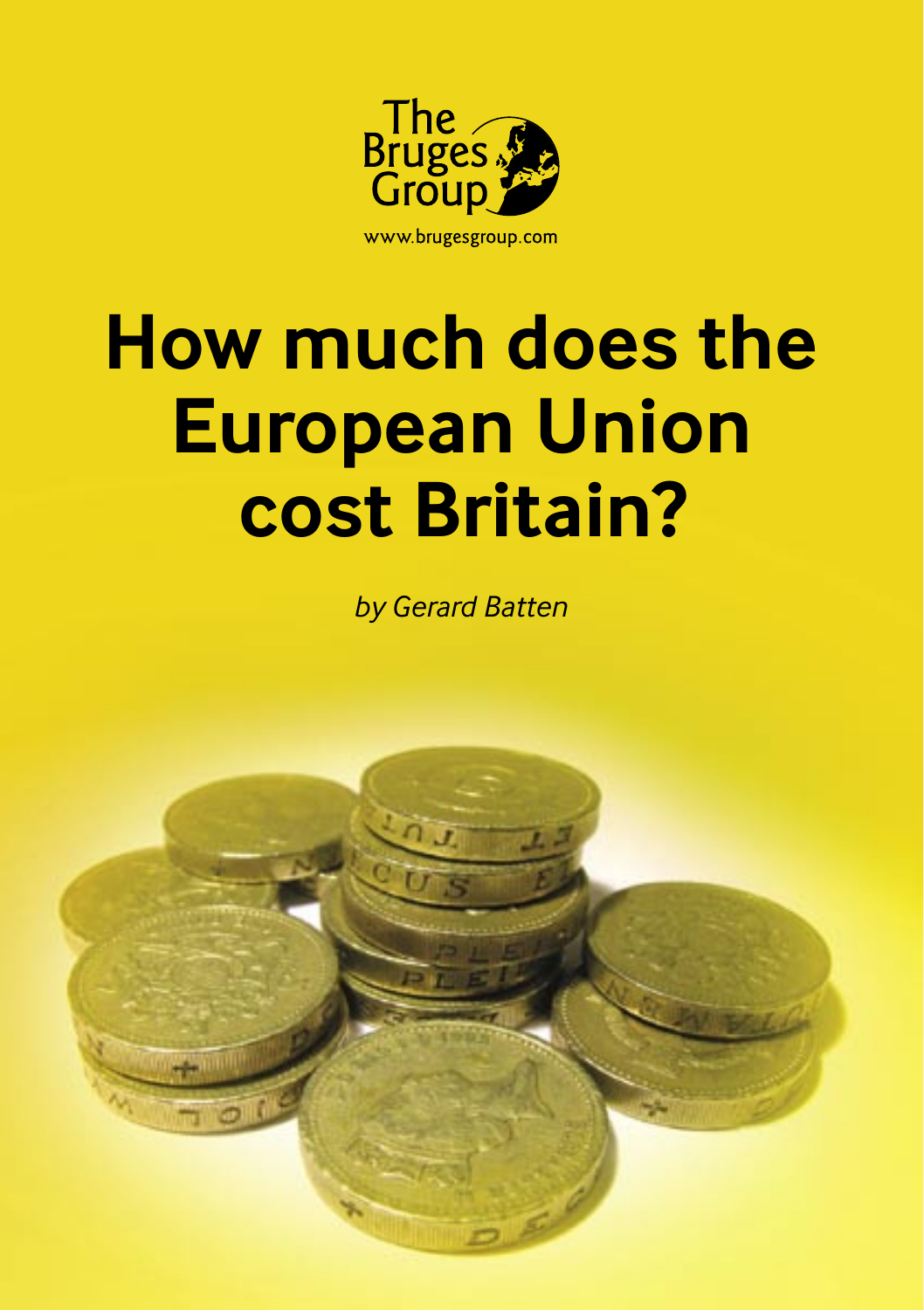The Bruges Group

www.brugesgroup.com

# How much does the European Union cost Britain?

*by Gerard Batten*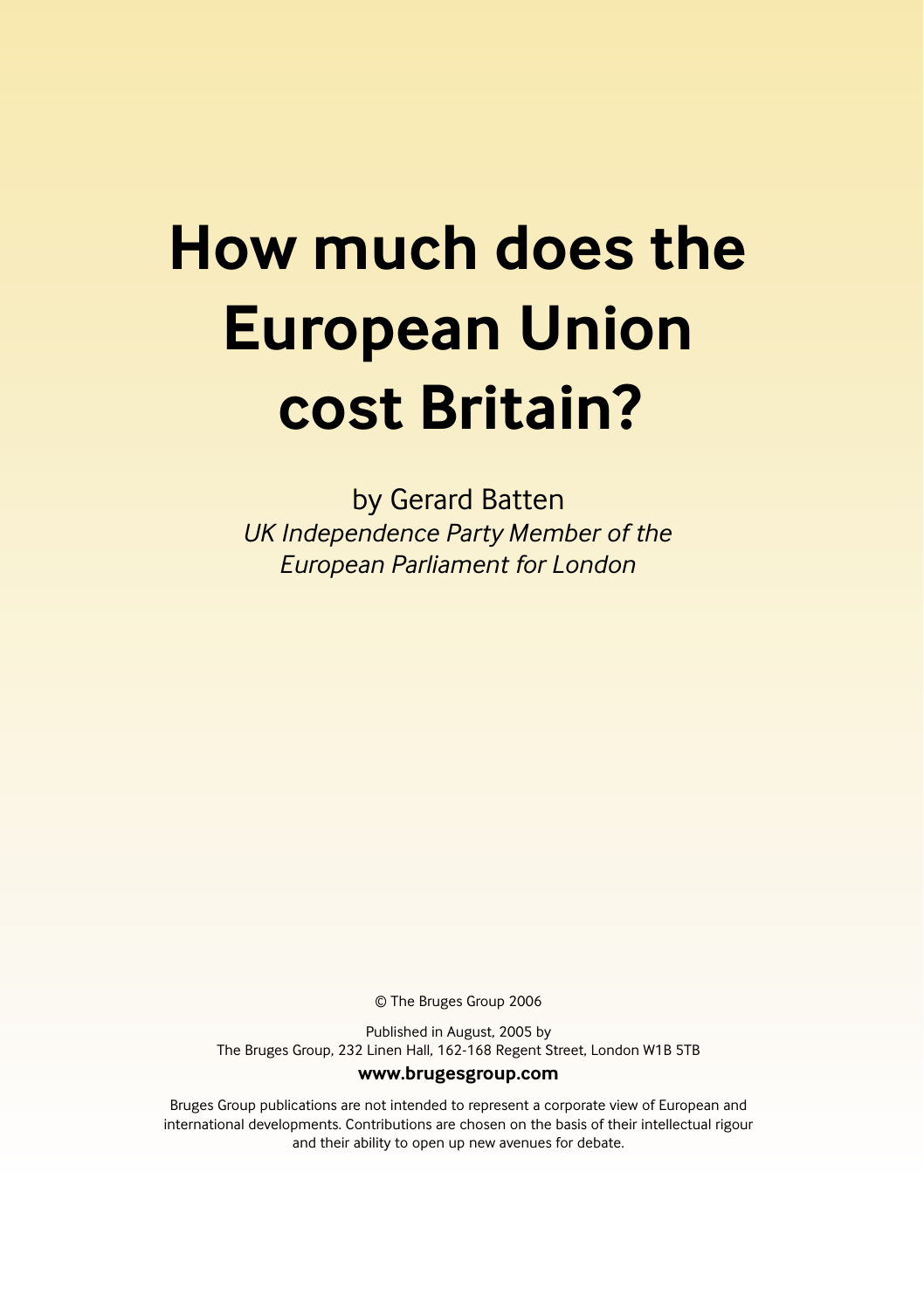# How much does the European Union cost Britain?

by Gerard Batten

*UK Independence Party Member of the European Parliament for London*

© The Bruges Group 2006

Published in August, 2005 by
The Bruges Group, 232 Linen Hall, 162-168 Regent Street, London W1B 5TB

**www.brugesgroup.com**

Bruges Group publications are not intended to represent a corporate view of European and international developments. Contributions are chosen on the basis of their intellectual rigour and their ability to open up new avenues for debate.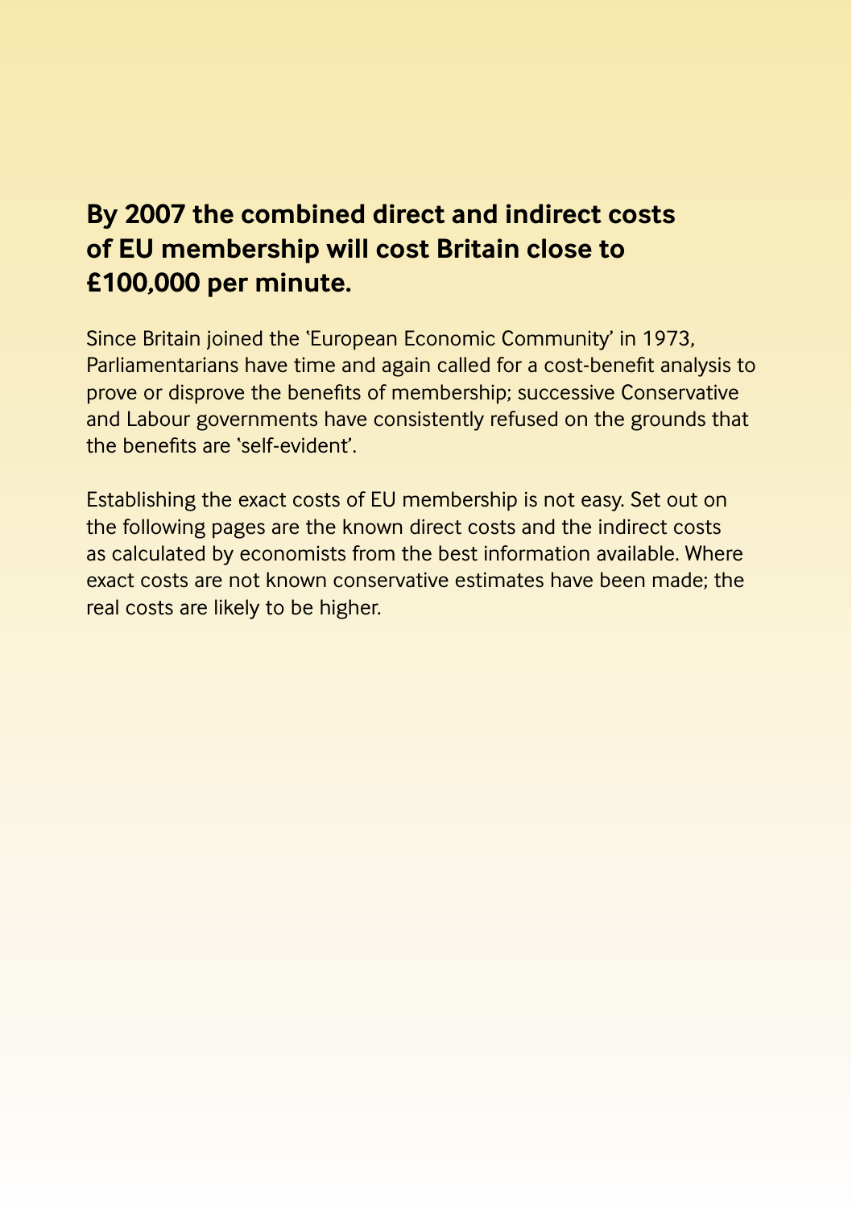## By 2007 the combined direct and indirect costs of EU membership will cost Britain close to £100,000 per minute.

Since Britain joined the 'European Economic Community' in 1973, Parliamentarians have time and again called for a cost-benefit analysis to prove or disprove the benefits of membership; successive Conservative and Labour governments have consistently refused on the grounds that the benefits are 'self-evident'.

Establishing the exact costs of EU membership is not easy. Set out on the following pages are the known direct costs and the indirect costs as calculated by economists from the best information available. Where exact costs are not known conservative estimates have been made; the real costs are likely to be higher.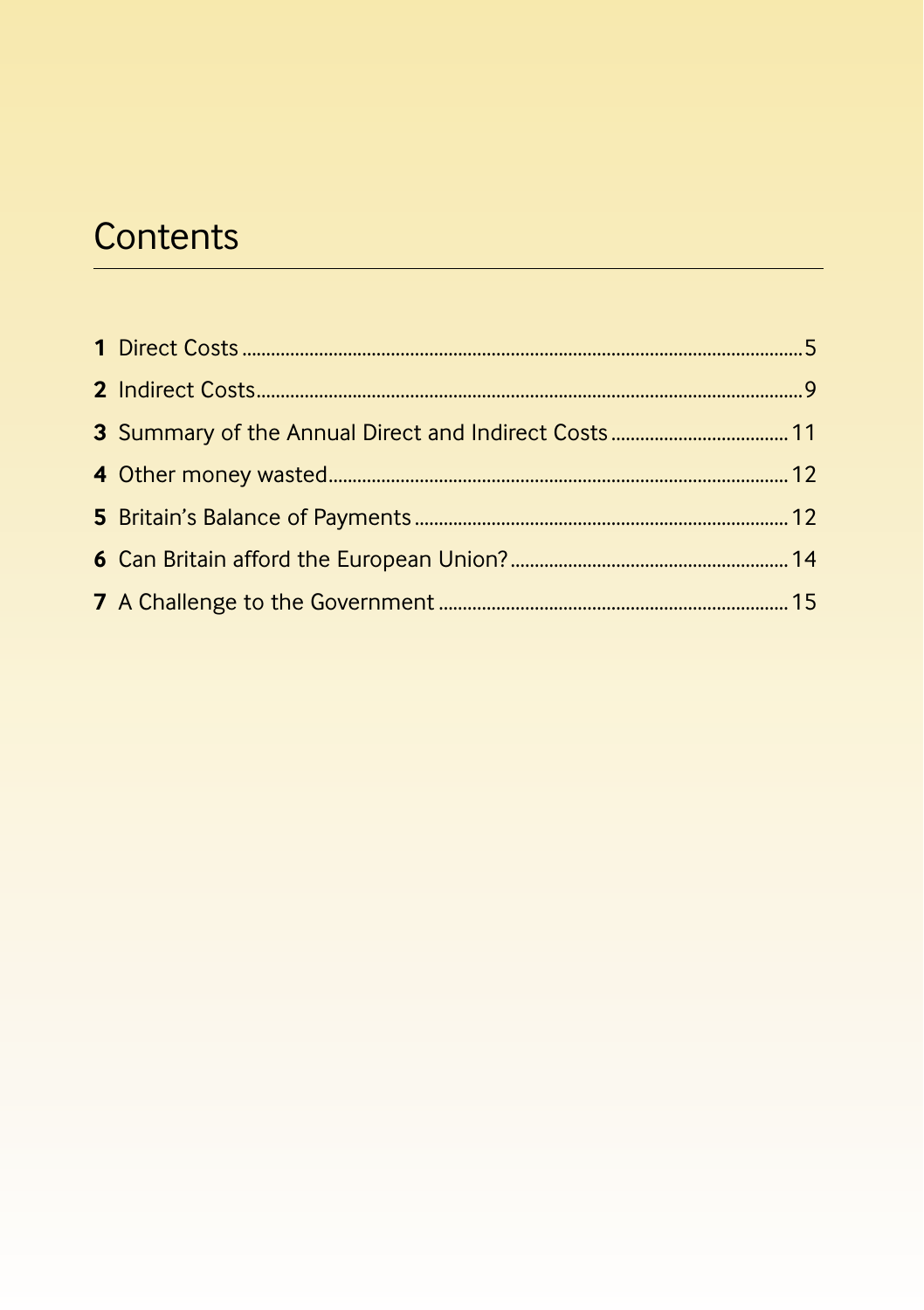# Contents

**1** Direct Costs .......... 5

**2** Indirect Costs .......... 9

**3** Summary of the Annual Direct and Indirect Costs .......... 11

**4** Other money wasted .......... 12

**5** Britain's Balance of Payments .......... 12

**6** Can Britain afford the European Union? .......... 14

**7** A Challenge to the Government .......... 15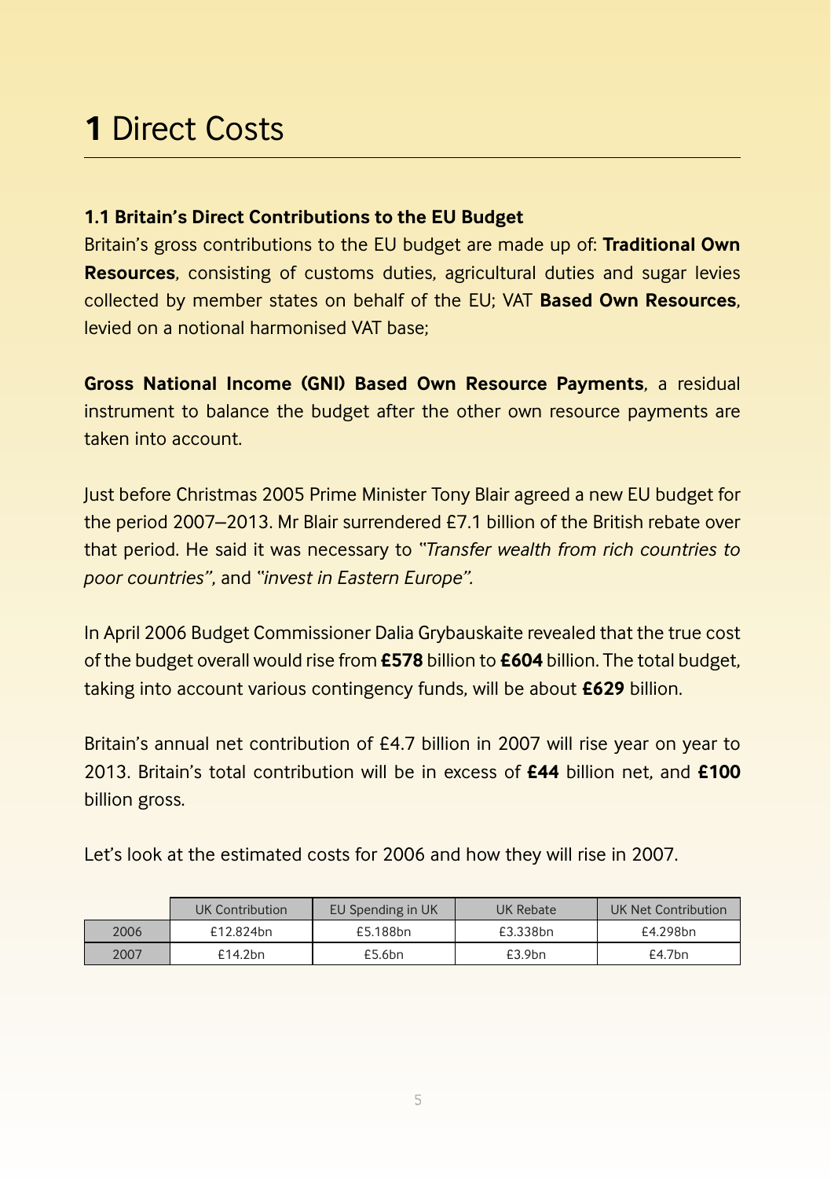# **1** Direct Costs

### 1.1 Britain's Direct Contributions to the EU Budget

Britain's gross contributions to the EU budget are made up of: **Traditional Own Resources**, consisting of customs duties, agricultural duties and sugar levies collected by member states on behalf of the EU; VAT **Based Own Resources**, levied on a notional harmonised VAT base;

**Gross National Income (GNI) Based Own Resource Payments**, a residual instrument to balance the budget after the other own resource payments are taken into account.

Just before Christmas 2005 Prime Minister Tony Blair agreed a new EU budget for the period 2007–2013. Mr Blair surrendered £7.1 billion of the British rebate over that period. He said it was necessary to "*Transfer wealth from rich countries to poor countries*", and "*invest in Eastern Europe".*

In April 2006 Budget Commissioner Dalia Grybauskaite revealed that the true cost of the budget overall would rise from **£578** billion to **£604** billion. The total budget, taking into account various contingency funds, will be about **£629** billion.

Britain's annual net contribution of £4.7 billion in 2007 will rise year on year to 2013. Britain's total contribution will be in excess of **£44** billion net, and **£100** billion gross.

Let's look at the estimated costs for 2006 and how they will rise in 2007.

| | UK Contribution | EU Spending in UK | UK Rebate | UK Net Contribution |
|---|---|---|---|---|
| 2006 | £12.824bn | £5.188bn | £3.338bn | £4.298bn |
| 2007 | £14.2bn | £5.6bn | £3.9bn | £4.7bn |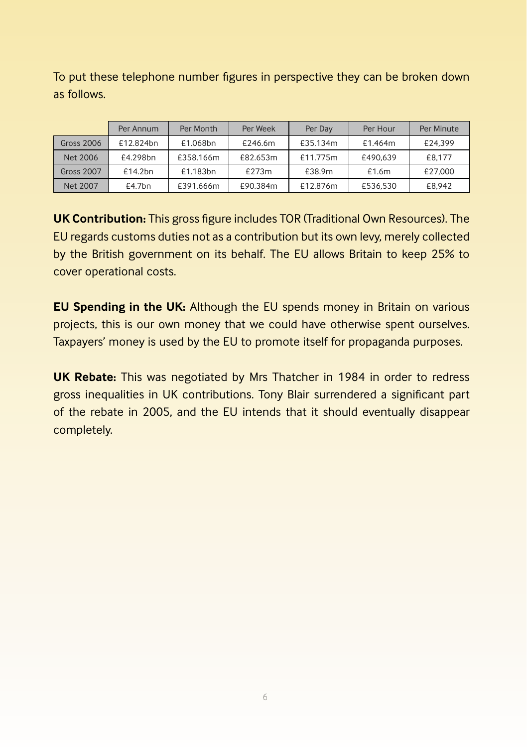To put these telephone number figures in perspective they can be broken down as follows.

| | Per Annum | Per Month | Per Week | Per Day | Per Hour | Per Minute |
|---|---|---|---|---|---|---|
| Gross 2006 | £12.824bn | £1.068bn | £246.6m | £35.134m | £1.464m | £24,399 |
| Net 2006 | £4.298bn | £358.166m | £82.653m | £11.775m | £490,639 | £8,177 |
| Gross 2007 | £14.2bn | £1.183bn | £273m | £38.9m | £1.6m | £27,000 |
| Net 2007 | £4.7bn | £391.666m | £90.384m | £12.876m | £536,530 | £8,942 |

**UK Contribution:** This gross figure includes TOR (Traditional Own Resources). The EU regards customs duties not as a contribution but its own levy, merely collected by the British government on its behalf. The EU allows Britain to keep 25% to cover operational costs.

**EU Spending in the UK:** Although the EU spends money in Britain on various projects, this is our own money that we could have otherwise spent ourselves. Taxpayers' money is used by the EU to promote itself for propaganda purposes.

**UK Rebate:** This was negotiated by Mrs Thatcher in 1984 in order to redress gross inequalities in UK contributions. Tony Blair surrendered a significant part of the rebate in 2005, and the EU intends that it should eventually disappear completely.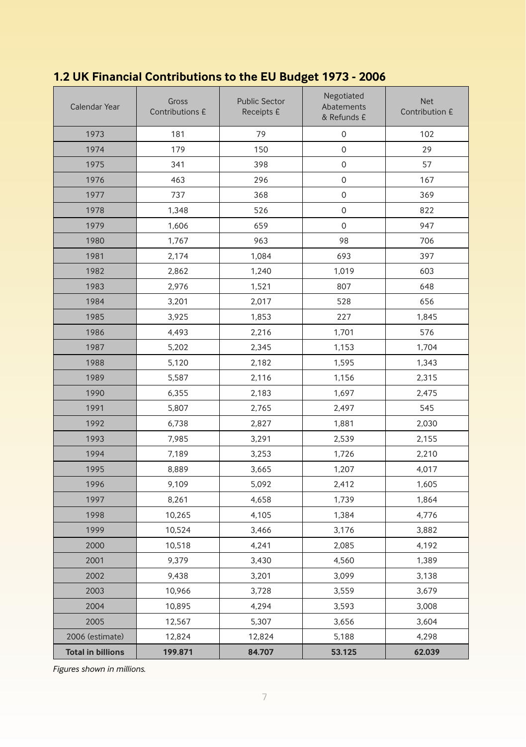## 1.2 UK Financial Contributions to the EU Budget 1973 - 2006

| Calendar Year | Gross Contributions £ | Public Sector Receipts £ | Negotiated Abatements & Refunds £ | Net Contribution £ |
|---|---|---|---|---|
| 1973 | 181 | 79 | 0 | 102 |
| 1974 | 179 | 150 | 0 | 29 |
| 1975 | 341 | 398 | 0 | 57 |
| 1976 | 463 | 296 | 0 | 167 |
| 1977 | 737 | 368 | 0 | 369 |
| 1978 | 1,348 | 526 | 0 | 822 |
| 1979 | 1,606 | 659 | 0 | 947 |
| 1980 | 1,767 | 963 | 98 | 706 |
| 1981 | 2,174 | 1,084 | 693 | 397 |
| 1982 | 2,862 | 1,240 | 1,019 | 603 |
| 1983 | 2,976 | 1,521 | 807 | 648 |
| 1984 | 3,201 | 2,017 | 528 | 656 |
| 1985 | 3,925 | 1,853 | 227 | 1,845 |
| 1986 | 4,493 | 2,216 | 1,701 | 576 |
| 1987 | 5,202 | 2,345 | 1,153 | 1,704 |
| 1988 | 5,120 | 2,182 | 1,595 | 1,343 |
| 1989 | 5,587 | 2,116 | 1,156 | 2,315 |
| 1990 | 6,355 | 2,183 | 1,697 | 2,475 |
| 1991 | 5,807 | 2,765 | 2,497 | 545 |
| 1992 | 6,738 | 2,827 | 1,881 | 2,030 |
| 1993 | 7,985 | 3,291 | 2,539 | 2,155 |
| 1994 | 7,189 | 3,253 | 1,726 | 2,210 |
| 1995 | 8,889 | 3,665 | 1,207 | 4,017 |
| 1996 | 9,109 | 5,092 | 2,412 | 1,605 |
| 1997 | 8,261 | 4,658 | 1,739 | 1,864 |
| 1998 | 10,265 | 4,105 | 1,384 | 4,776 |
| 1999 | 10,524 | 3,466 | 3,176 | 3,882 |
| 2000 | 10,518 | 4,241 | 2,085 | 4,192 |
| 2001 | 9,379 | 3,430 | 4,560 | 1,389 |
| 2002 | 9,438 | 3,201 | 3,099 | 3,138 |
| 2003 | 10,966 | 3,728 | 3,559 | 3,679 |
| 2004 | 10,895 | 4,294 | 3,593 | 3,008 |
| 2005 | 12,567 | 5,307 | 3,656 | 3,604 |
| 2006 (estimate) | 12,824 | 12,824 | 5,188 | 4,298 |
| **Total in billions** | **199.871** | **84.707** | **53.125** | **62.039** |

*Figures shown in millions.*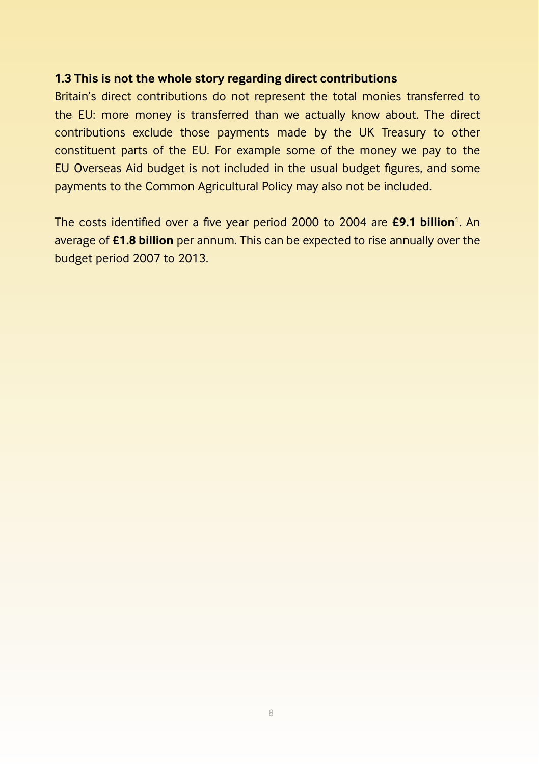### 1.3 This is not the whole story regarding direct contributions

Britain's direct contributions do not represent the total monies transferred to the EU: more money is transferred than we actually know about. The direct contributions exclude those payments made by the UK Treasury to other constituent parts of the EU. For example some of the money we pay to the EU Overseas Aid budget is not included in the usual budget figures, and some payments to the Common Agricultural Policy may also not be included.

The costs identified over a five year period 2000 to 2004 are **£9.1 billion**[1]. An average of **£1.8 billion** per annum. This can be expected to rise annually over the budget period 2007 to 2013.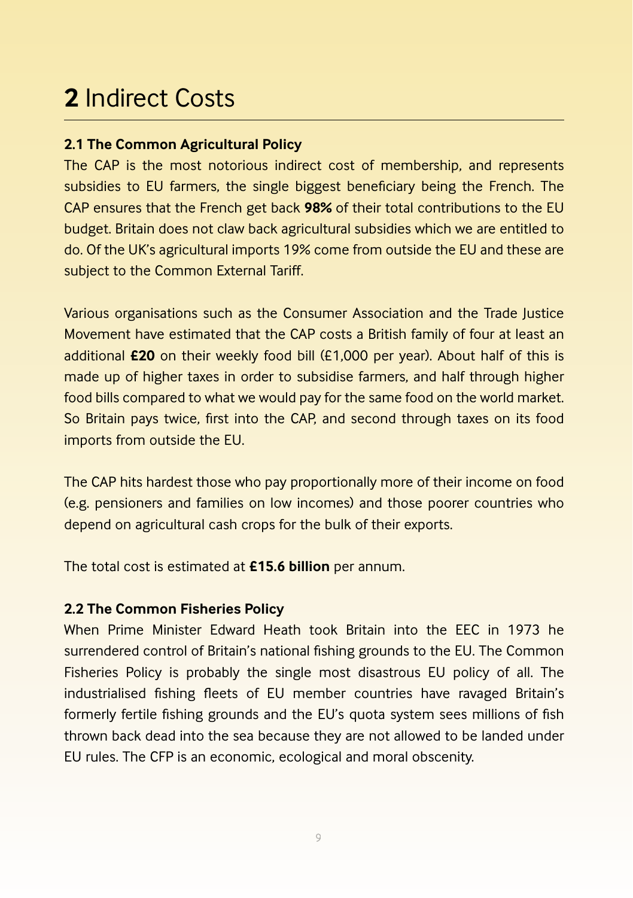# **2** Indirect Costs

### 2.1 The Common Agricultural Policy

The CAP is the most notorious indirect cost of membership, and represents subsidies to EU farmers, the single biggest beneficiary being the French. The CAP ensures that the French get back **98%** of their total contributions to the EU budget. Britain does not claw back agricultural subsidies which we are entitled to do. Of the UK's agricultural imports 19% come from outside the EU and these are subject to the Common External Tariff.

Various organisations such as the Consumer Association and the Trade Justice Movement have estimated that the CAP costs a British family of four at least an additional **£20** on their weekly food bill (£1,000 per year). About half of this is made up of higher taxes in order to subsidise farmers, and half through higher food bills compared to what we would pay for the same food on the world market. So Britain pays twice, first into the CAP, and second through taxes on its food imports from outside the EU.

The CAP hits hardest those who pay proportionally more of their income on food (e.g. pensioners and families on low incomes) and those poorer countries who depend on agricultural cash crops for the bulk of their exports.

The total cost is estimated at **£15.6 billion** per annum.

### 2.2 The Common Fisheries Policy

When Prime Minister Edward Heath took Britain into the EEC in 1973 he surrendered control of Britain's national fishing grounds to the EU. The Common Fisheries Policy is probably the single most disastrous EU policy of all. The industrialised fishing fleets of EU member countries have ravaged Britain's formerly fertile fishing grounds and the EU's quota system sees millions of fish thrown back dead into the sea because they are not allowed to be landed under EU rules. The CFP is an economic, ecological and moral obscenity.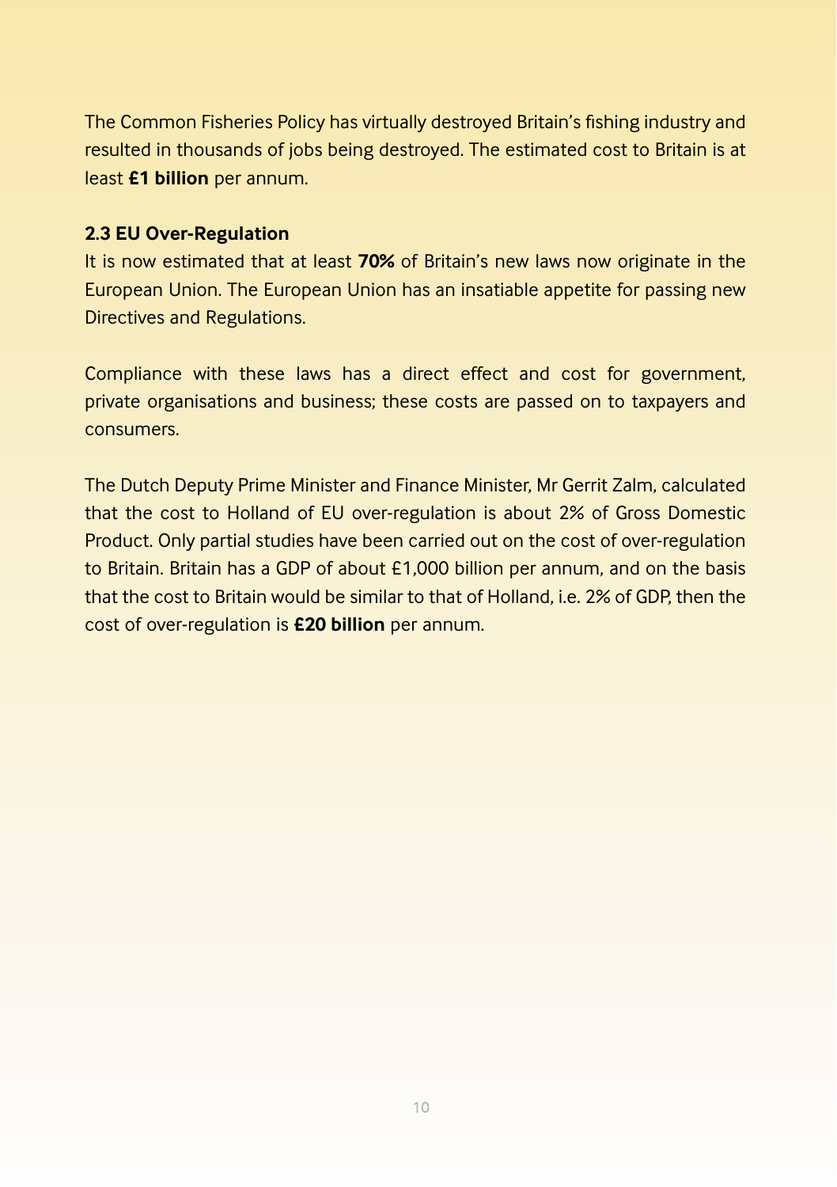The Common Fisheries Policy has virtually destroyed Britain's fishing industry and resulted in thousands of jobs being destroyed. The estimated cost to Britain is at least **£1 billion** per annum.

### 2.3 EU Over-Regulation

It is now estimated that at least **70%** of Britain's new laws now originate in the European Union. The European Union has an insatiable appetite for passing new Directives and Regulations.

Compliance with these laws has a direct effect and cost for government, private organisations and business; these costs are passed on to taxpayers and consumers.

The Dutch Deputy Prime Minister and Finance Minister, Mr Gerrit Zalm, calculated that the cost to Holland of EU over-regulation is about 2% of Gross Domestic Product. Only partial studies have been carried out on the cost of over-regulation to Britain. Britain has a GDP of about £1,000 billion per annum, and on the basis that the cost to Britain would be similar to that of Holland, i.e. 2% of GDP, then the cost of over-regulation is **£20 billion** per annum.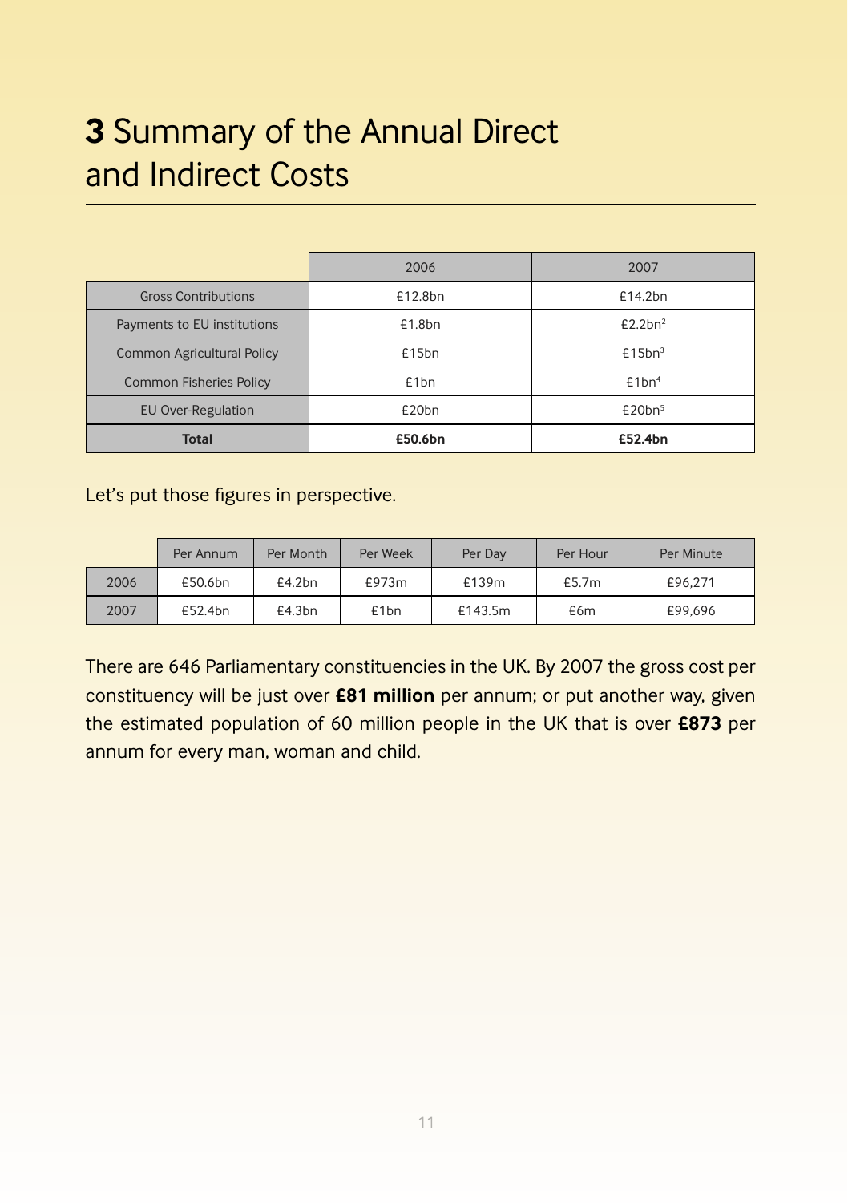# 3 Summary of the Annual Direct and Indirect Costs

| | 2006 | 2007 |
|---|---|---|
| Gross Contributions | £12.8bn | £14.2bn |
| Payments to EU institutions | £1.8bn | £2.2bn[2] |
| Common Agricultural Policy | £15bn | £15bn[3] |
| Common Fisheries Policy | £1bn | £1bn[4] |
| EU Over-Regulation | £20bn | £20bn[5] |
| **Total** | **£50.6bn** | **£52.4bn** |

Let's put those figures in perspective.

| | Per Annum | Per Month | Per Week | Per Day | Per Hour | Per Minute |
|---|---|---|---|---|---|---|
| 2006 | £50.6bn | £4.2bn | £973m | £139m | £5.7m | £96,271 |
| 2007 | £52.4bn | £4.3bn | £1bn | £143.5m | £6m | £99,696 |

There are 646 Parliamentary constituencies in the UK. By 2007 the gross cost per constituency will be just over **£81 million** per annum; or put another way, given the estimated population of 60 million people in the UK that is over **£873** per annum for every man, woman and child.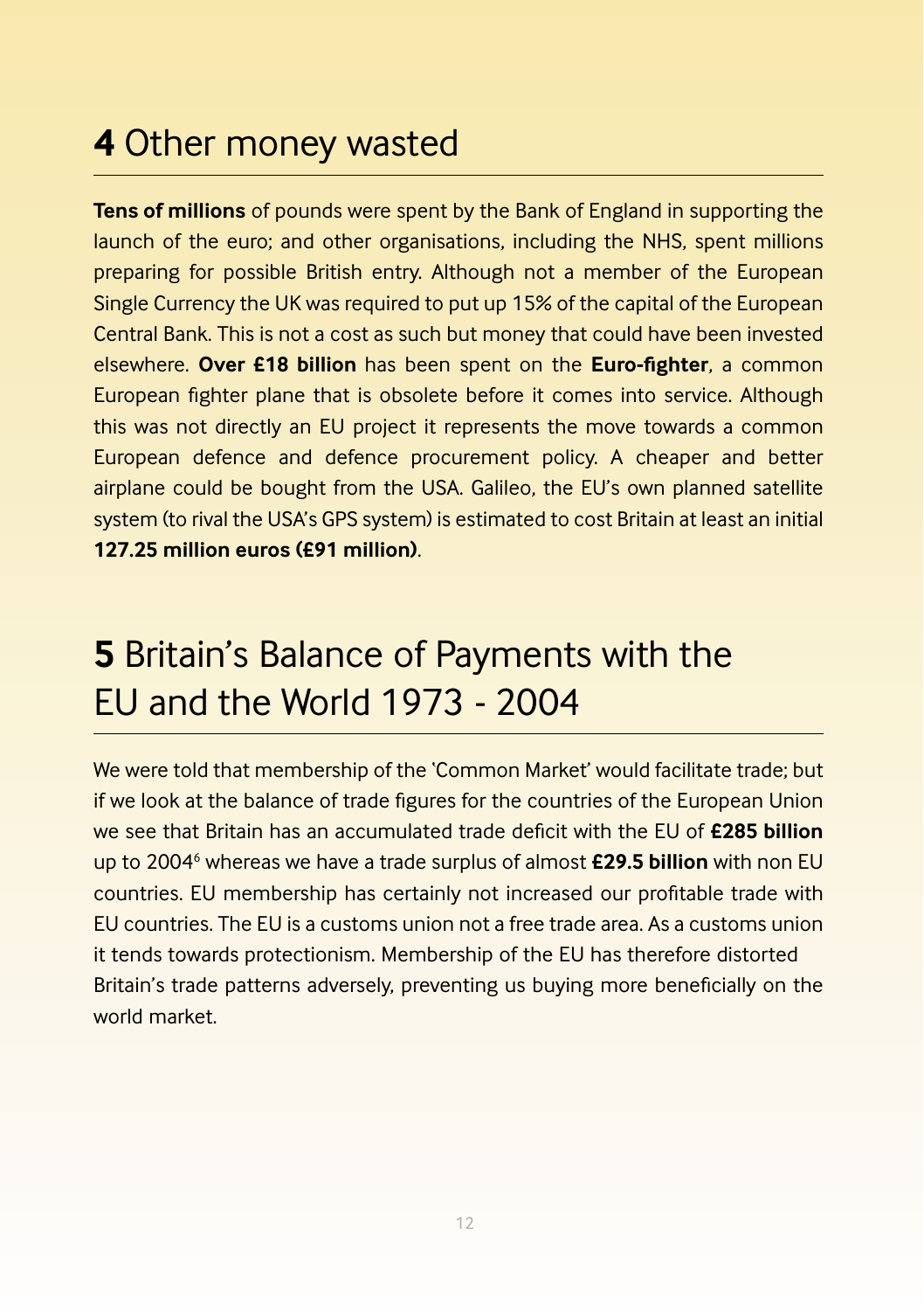## **4** Other money wasted

**Tens of millions** of pounds were spent by the Bank of England in supporting the launch of the euro; and other organisations, including the NHS, spent millions preparing for possible British entry. Although not a member of the European Single Currency the UK was required to put up 15% of the capital of the European Central Bank. This is not a cost as such but money that could have been invested elsewhere. **Over £18 billion** has been spent on the **Euro-fighter**, a common European fighter plane that is obsolete before it comes into service. Although this was not directly an EU project it represents the move towards a common European defence and defence procurement policy. A cheaper and better airplane could be bought from the USA. Galileo, the EU's own planned satellite system (to rival the USA's GPS system) is estimated to cost Britain at least an initial **127.25 million euros (£91 million)**.

## **5** Britain's Balance of Payments with the EU and the World 1973 - 2004

We were told that membership of the 'Common Market' would facilitate trade; but if we look at the balance of trade figures for the countries of the European Union we see that Britain has an accumulated trade deficit with the EU of **£285 billion** up to 2004[6] whereas we have a trade surplus of almost **£29.5 billion** with non EU countries. EU membership has certainly not increased our profitable trade with EU countries. The EU is a customs union not a free trade area. As a customs union it tends towards protectionism. Membership of the EU has therefore distorted Britain's trade patterns adversely, preventing us buying more beneficially on the world market.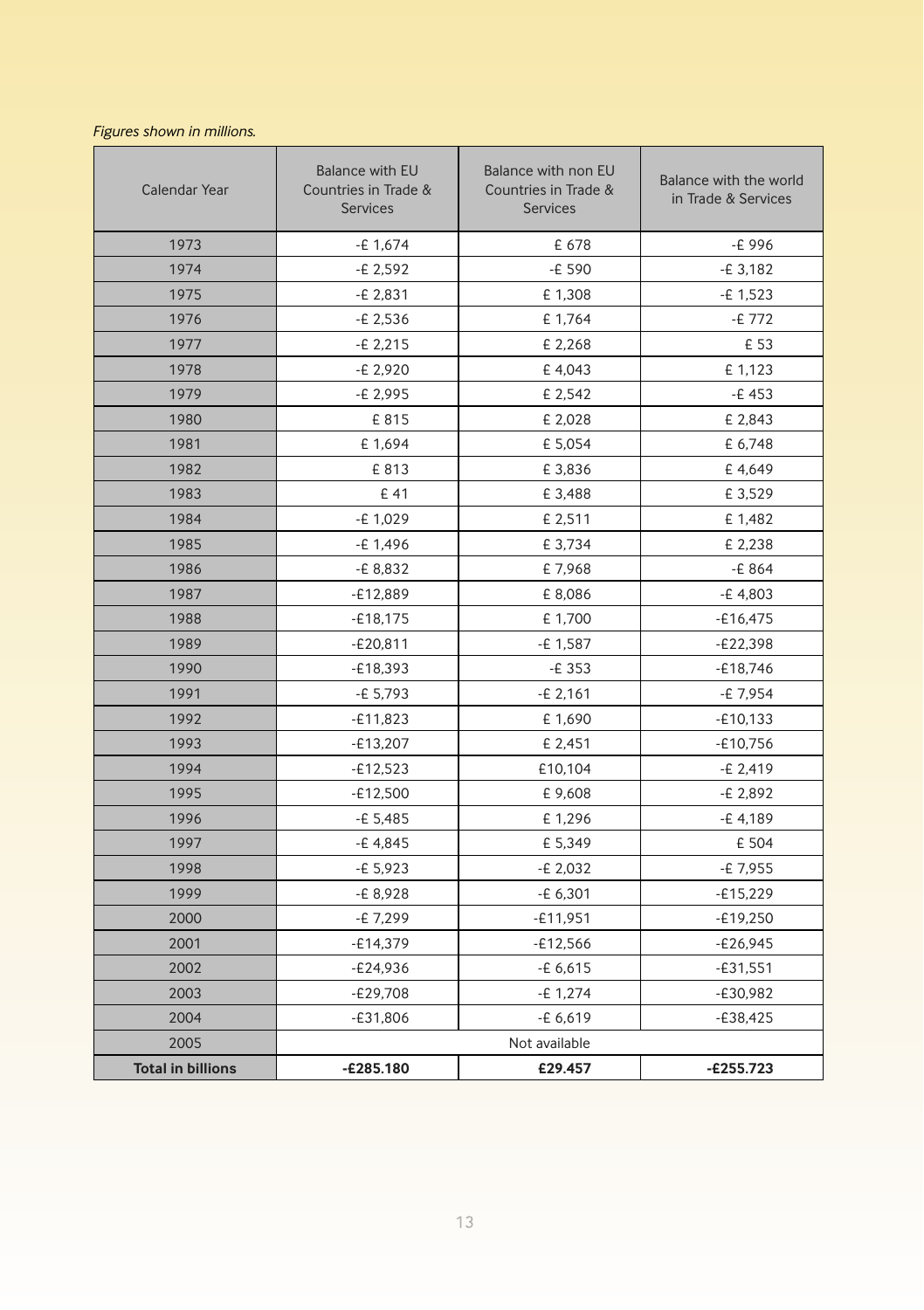*Figures shown in millions.*

| Calendar Year | Balance with EU Countries in Trade & Services | Balance with non EU Countries in Trade & Services | Balance with the world in Trade & Services |
|---|---|---|---|
| 1973 | -£ 1,674 | £ 678 | -£ 996 |
| 1974 | -£ 2,592 | -£ 590 | -£ 3,182 |
| 1975 | -£ 2,831 | £ 1,308 | -£ 1,523 |
| 1976 | -£ 2,536 | £ 1,764 | -£ 772 |
| 1977 | -£ 2,215 | £ 2,268 | £ 53 |
| 1978 | -£ 2,920 | £ 4,043 | £ 1,123 |
| 1979 | -£ 2,995 | £ 2,542 | -£ 453 |
| 1980 | £ 815 | £ 2,028 | £ 2,843 |
| 1981 | £ 1,694 | £ 5,054 | £ 6,748 |
| 1982 | £ 813 | £ 3,836 | £ 4,649 |
| 1983 | £ 41 | £ 3,488 | £ 3,529 |
| 1984 | -£ 1,029 | £ 2,511 | £ 1,482 |
| 1985 | -£ 1,496 | £ 3,734 | £ 2,238 |
| 1986 | -£ 8,832 | £ 7,968 | -£ 864 |
| 1987 | -£12,889 | £ 8,086 | -£ 4,803 |
| 1988 | -£18,175 | £ 1,700 | -£16,475 |
| 1989 | -£20,811 | -£ 1,587 | -£22,398 |
| 1990 | -£18,393 | -£ 353 | -£18,746 |
| 1991 | -£ 5,793 | -£ 2,161 | -£ 7,954 |
| 1992 | -£11,823 | £ 1,690 | -£10,133 |
| 1993 | -£13,207 | £ 2,451 | -£10,756 |
| 1994 | -£12,523 | £10,104 | -£ 2,419 |
| 1995 | -£12,500 | £ 9,608 | -£ 2,892 |
| 1996 | -£ 5,485 | £ 1,296 | -£ 4,189 |
| 1997 | -£ 4,845 | £ 5,349 | £ 504 |
| 1998 | -£ 5,923 | -£ 2,032 | -£ 7,955 |
| 1999 | -£ 8,928 | -£ 6,301 | -£15,229 |
| 2000 | -£ 7,299 | -£11,951 | -£19,250 |
| 2001 | -£14,379 | -£12,566 | -£26,945 |
| 2002 | -£24,936 | -£ 6,615 | -£31,551 |
| 2003 | -£29,708 | -£ 1,274 | -£30,982 |
| 2004 | -£31,806 | -£ 6,619 | -£38,425 |
| 2005 | Not available | | |
| **Total in billions** | **-£285.180** | **£29.457** | **-£255.723** |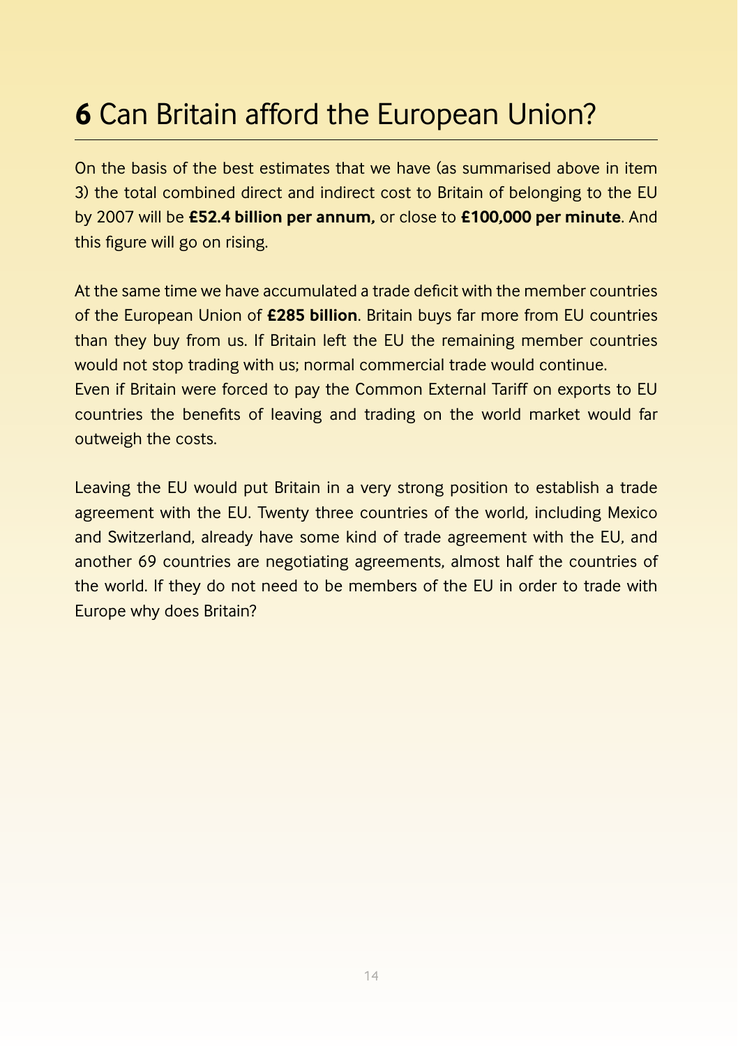# **6** Can Britain afford the European Union?

On the basis of the best estimates that we have (as summarised above in item 3) the total combined direct and indirect cost to Britain of belonging to the EU by 2007 will be **£52.4 billion per annum,** or close to **£100,000 per minute**. And this figure will go on rising.

At the same time we have accumulated a trade deficit with the member countries of the European Union of **£285 billion**. Britain buys far more from EU countries than they buy from us. If Britain left the EU the remaining member countries would not stop trading with us; normal commercial trade would continue.
Even if Britain were forced to pay the Common External Tariff on exports to EU countries the benefits of leaving and trading on the world market would far outweigh the costs.

Leaving the EU would put Britain in a very strong position to establish a trade agreement with the EU. Twenty three countries of the world, including Mexico and Switzerland, already have some kind of trade agreement with the EU, and another 69 countries are negotiating agreements, almost half the countries of the world. If they do not need to be members of the EU in order to trade with Europe why does Britain?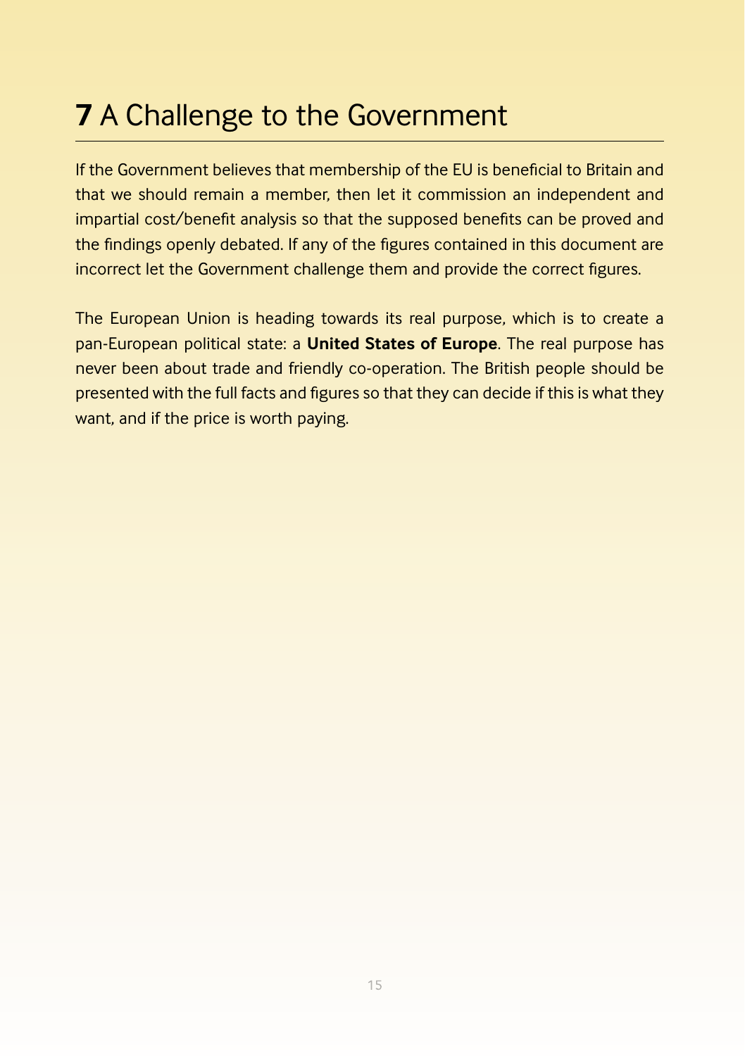# **7** A Challenge to the Government

If the Government believes that membership of the EU is beneficial to Britain and that we should remain a member, then let it commission an independent and impartial cost/benefit analysis so that the supposed benefits can be proved and the findings openly debated. If any of the figures contained in this document are incorrect let the Government challenge them and provide the correct figures.

The European Union is heading towards its real purpose, which is to create a pan-European political state: a **United States of Europe**. The real purpose has never been about trade and friendly co-operation. The British people should be presented with the full facts and figures so that they can decide if this is what they want, and if the price is worth paying.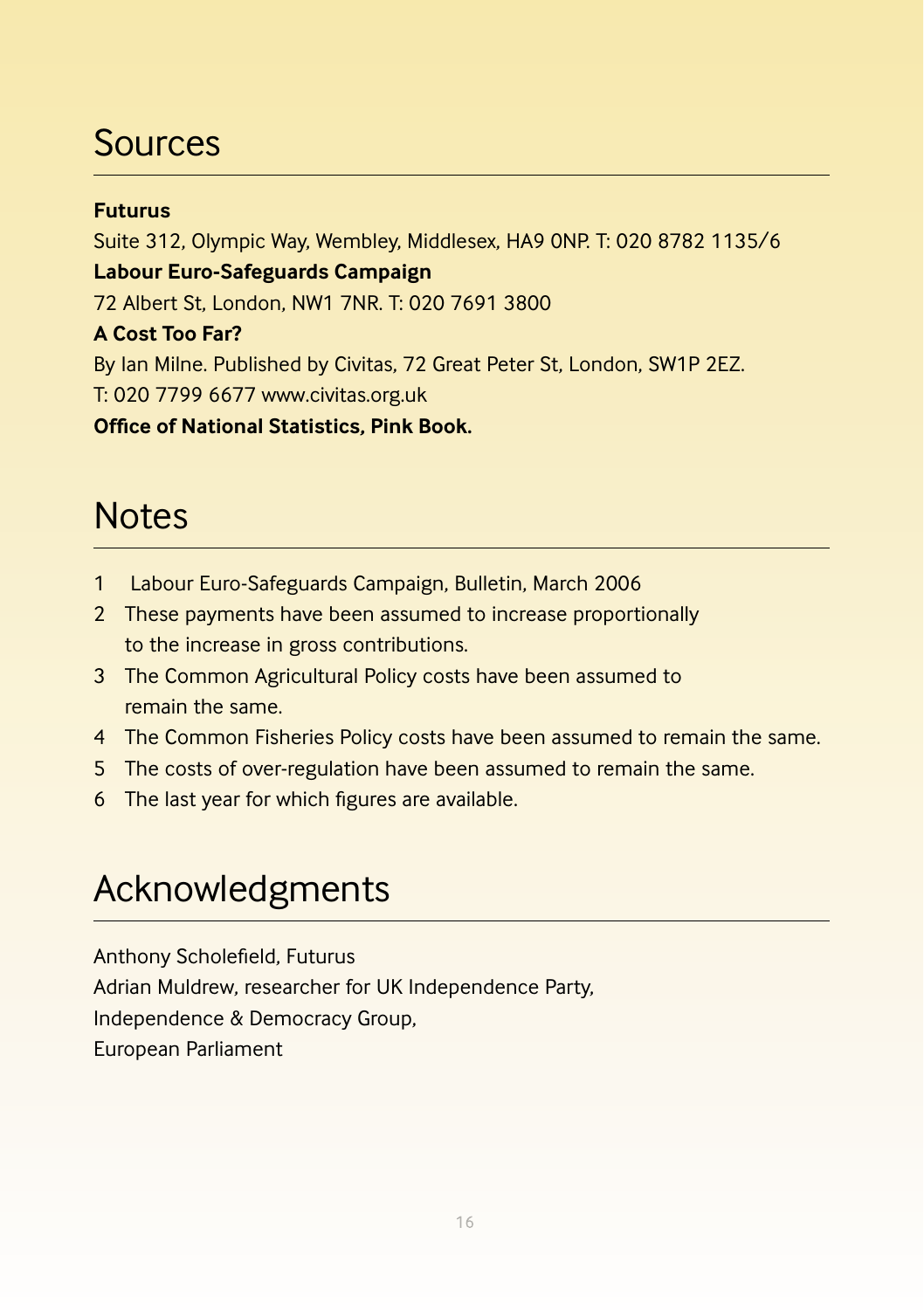## Sources

**Futurus**
Suite 312, Olympic Way, Wembley, Middlesex, HA9 0NP. T: 020 8782 1135/6
**Labour Euro-Safeguards Campaign**
72 Albert St, London, NW1 7NR. T: 020 7691 3800
**A Cost Too Far?**
By Ian Milne. Published by Civitas, 72 Great Peter St, London, SW1P 2EZ.
T: 020 7799 6677 www.civitas.org.uk
**Office of National Statistics, Pink Book.**

## Notes

1. Labour Euro-Safeguards Campaign, Bulletin, March 2006
2. These payments have been assumed to increase proportionally to the increase in gross contributions.
3. The Common Agricultural Policy costs have been assumed to remain the same.
4. The Common Fisheries Policy costs have been assumed to remain the same.
5. The costs of over-regulation have been assumed to remain the same.
6. The last year for which figures are available.

## Acknowledgments

Anthony Scholefield, Futurus
Adrian Muldrew, researcher for UK Independence Party,
Independence & Democracy Group,
European Parliament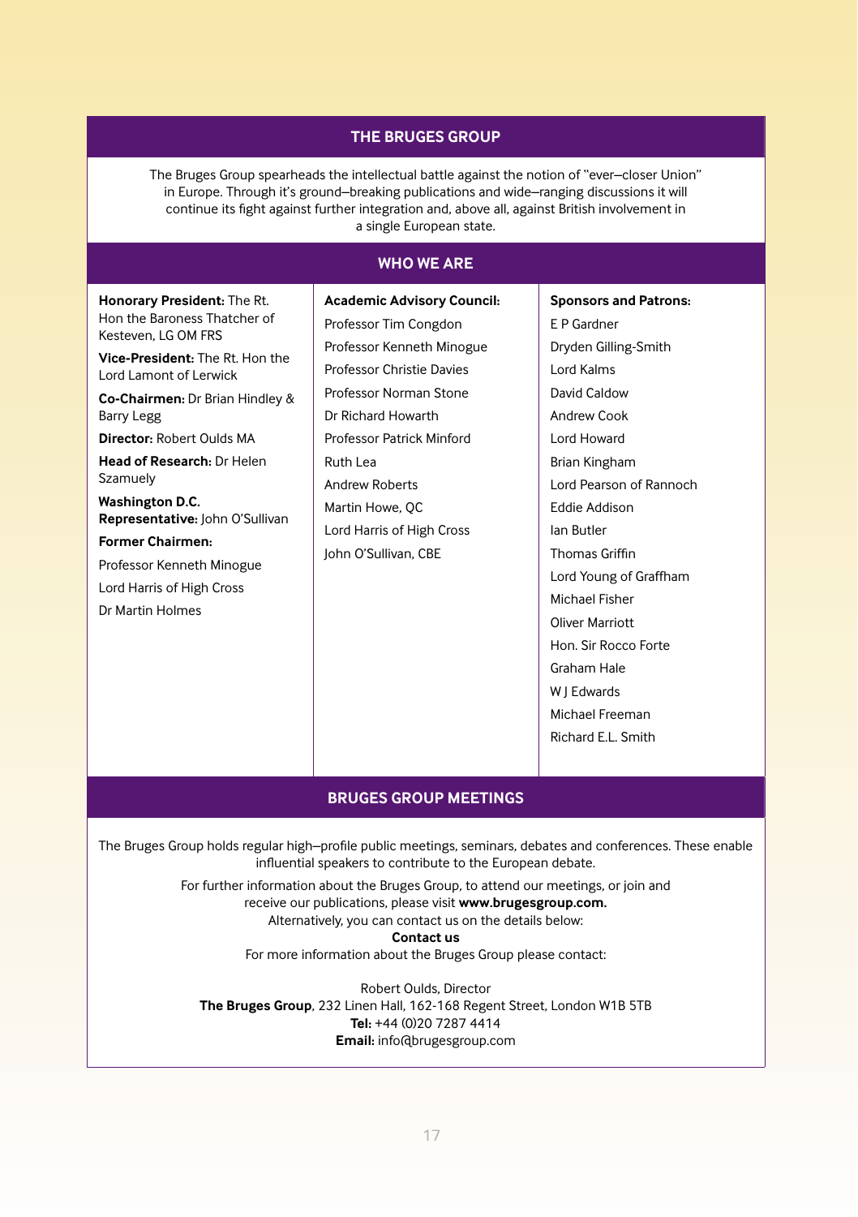## THE BRUGES GROUP

The Bruges Group spearheads the intellectual battle against the notion of "ever–closer Union" in Europe. Through it's ground–breaking publications and wide–ranging discussions it will continue its fight against further integration and, above all, against British involvement in a single European state.

## WHO WE ARE

**Honorary President:** The Rt. Hon the Baroness Thatcher of Kesteven, LG OM FRS

**Vice-President:** The Rt. Hon the Lord Lamont of Lerwick

**Co-Chairmen:** Dr Brian Hindley & Barry Legg

**Director:** Robert Oulds MA

**Head of Research:** Dr Helen Szamuely

**Washington D.C. Representative:** John O'Sullivan

**Former Chairmen:**

Professor Kenneth Minogue

Lord Harris of High Cross

Dr Martin Holmes

**Academic Advisory Council:**

Professor Tim Congdon

Professor Kenneth Minogue

Professor Christie Davies

Professor Norman Stone

Dr Richard Howarth

Professor Patrick Minford

Ruth Lea

Andrew Roberts

Martin Howe, QC

Lord Harris of High Cross

John O'Sullivan, CBE

**Sponsors and Patrons:**

E P Gardner

Dryden Gilling-Smith

Lord Kalms

David Caldow

Andrew Cook

Lord Howard

Brian Kingham

Lord Pearson of Rannoch

Eddie Addison

Ian Butler

Thomas Griffin

Lord Young of Graffham

Michael Fisher

Oliver Marriott

Hon. Sir Rocco Forte

Graham Hale

W J Edwards

Michael Freeman

Richard E.L. Smith

## BRUGES GROUP MEETINGS

The Bruges Group holds regular high–profile public meetings, seminars, debates and conferences. These enable influential speakers to contribute to the European debate.

For further information about the Bruges Group, to attend our meetings, or join and receive our publications, please visit **www.brugesgroup.com.**

Alternatively, you can contact us on the details below:

**Contact us**

For more information about the Bruges Group please contact:

Robert Oulds, Director

**The Bruges Group**, 232 Linen Hall, 162-168 Regent Street, London W1B 5TB

**Tel:** +44 (0)20 7287 4414

**Email:** info@brugesgroup.com